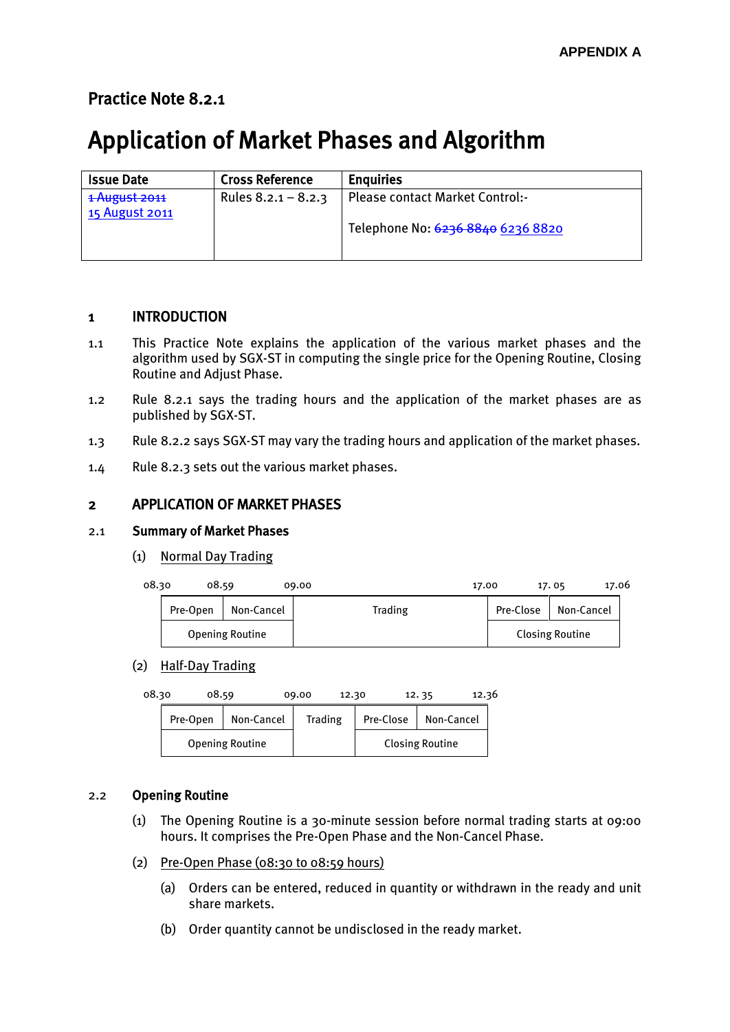**APPENDIX A**

## Practice Note 8.2.1

# Application of Market Phases and Algorithm

| Issue Date | Cross Reference | Enquiries |
|---|---|---|
| ~~1 August 2011~~ 15 August 2011 | Rules 8.2.1 – 8.2.3 | Please contact Market Control:- Telephone No: ~~6236 8840~~ 6236 8820 |

## 1 INTRODUCTION

1.1 This Practice Note explains the application of the various market phases and the algorithm used by SGX-ST in computing the single price for the Opening Routine, Closing Routine and Adjust Phase.

1.2 Rule 8.2.1 says the trading hours and the application of the market phases are as published by SGX-ST.

1.3 Rule 8.2.2 says SGX-ST may vary the trading hours and application of the market phases.

1.4 Rule 8.2.3 sets out the various market phases.

## 2 APPLICATION OF MARKET PHASES

### 2.1 Summary of Market Phases

(1) Normal Day Trading

| 08.30 – 08.59 | 08.59 – 09.00 | 09.00 – 17.00 | 17.00 – 17.05 | 17.05 – 17.06 |
|---|---|---|---|---|
| Pre-Open | Non-Cancel | Trading | Pre-Close | Non-Cancel |
| Opening Routine | | | Closing Routine | |

(2) Half-Day Trading

| 08.30 – 08.59 | 08.59 – 09.00 | 09.00 – 12.30 | 12.30 – 12.35 | 12.35 – 12.36 |
|---|---|---|---|---|
| Pre-Open | Non-Cancel | Trading | Pre-Close | Non-Cancel |
| Opening Routine | | | Closing Routine | |

### 2.2 Opening Routine

(1) The Opening Routine is a 30-minute session before normal trading starts at 09:00 hours. It comprises the Pre-Open Phase and the Non-Cancel Phase.

(2) Pre-Open Phase (08:30 to 08:59 hours)

(a) Orders can be entered, reduced in quantity or withdrawn in the ready and unit share markets.

(b) Order quantity cannot be undisclosed in the ready market.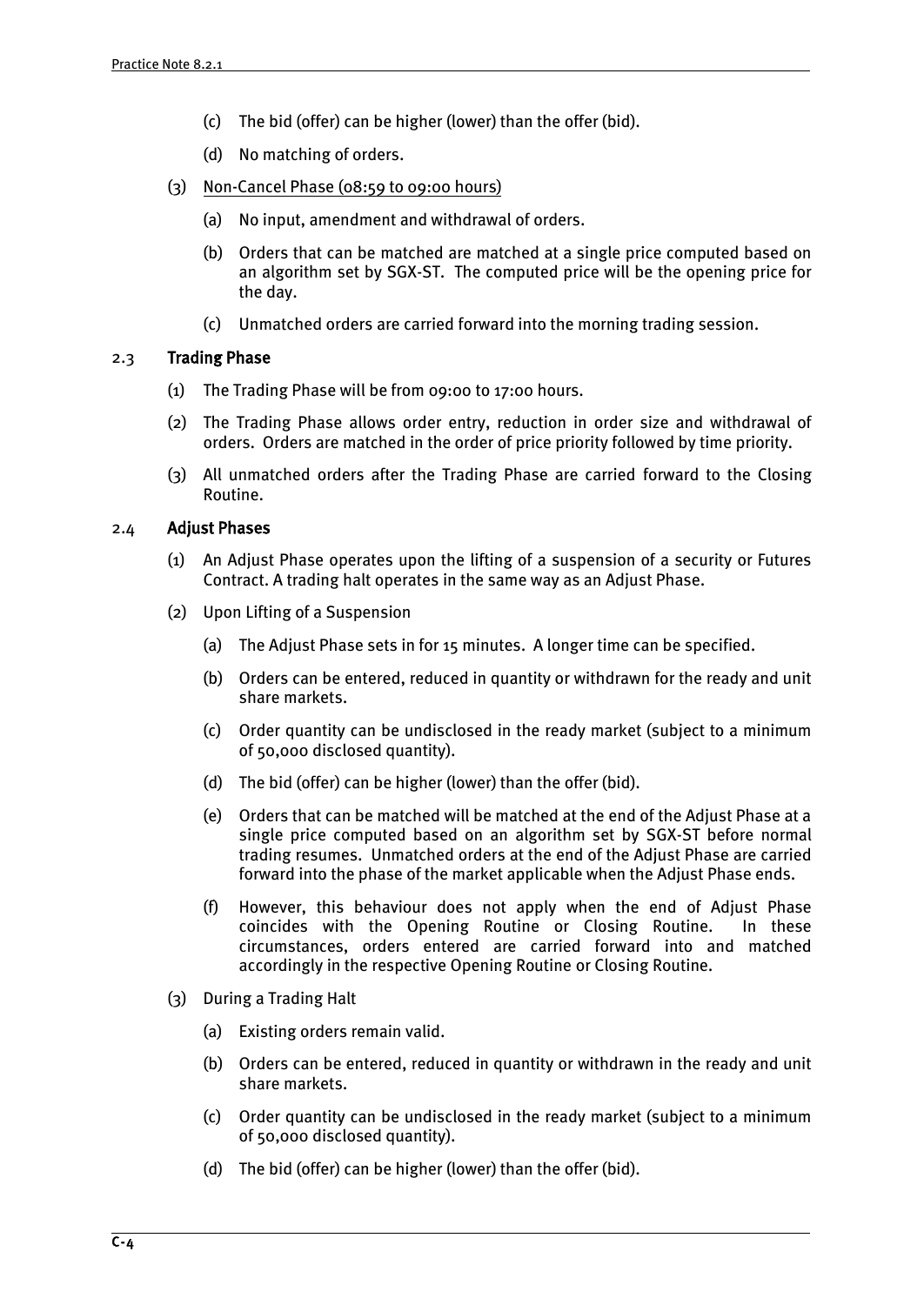(c) The bid (offer) can be higher (lower) than the offer (bid).

(d) No matching of orders.

(3) Non-Cancel Phase (08:59 to 09:00 hours)

(a) No input, amendment and withdrawal of orders.

(b) Orders that can be matched are matched at a single price computed based on an algorithm set by SGX-ST. The computed price will be the opening price for the day.

(c) Unmatched orders are carried forward into the morning trading session.

2.3 **Trading Phase**

(1) The Trading Phase will be from 09:00 to 17:00 hours.

(2) The Trading Phase allows order entry, reduction in order size and withdrawal of orders. Orders are matched in the order of price priority followed by time priority.

(3) All unmatched orders after the Trading Phase are carried forward to the Closing Routine.

2.4 **Adjust Phases**

(1) An Adjust Phase operates upon the lifting of a suspension of a security or Futures Contract. A trading halt operates in the same way as an Adjust Phase.

(2) Upon Lifting of a Suspension

(a) The Adjust Phase sets in for 15 minutes. A longer time can be specified.

(b) Orders can be entered, reduced in quantity or withdrawn for the ready and unit share markets.

(c) Order quantity can be undisclosed in the ready market (subject to a minimum of 50,000 disclosed quantity).

(d) The bid (offer) can be higher (lower) than the offer (bid).

(e) Orders that can be matched will be matched at the end of the Adjust Phase at a single price computed based on an algorithm set by SGX-ST before normal trading resumes. Unmatched orders at the end of the Adjust Phase are carried forward into the phase of the market applicable when the Adjust Phase ends.

(f) However, this behaviour does not apply when the end of Adjust Phase coincides with the Opening Routine or Closing Routine. In these circumstances, orders entered are carried forward into and matched accordingly in the respective Opening Routine or Closing Routine.

(3) During a Trading Halt

(a) Existing orders remain valid.

(b) Orders can be entered, reduced in quantity or withdrawn in the ready and unit share markets.

(c) Order quantity can be undisclosed in the ready market (subject to a minimum of 50,000 disclosed quantity).

(d) The bid (offer) can be higher (lower) than the offer (bid).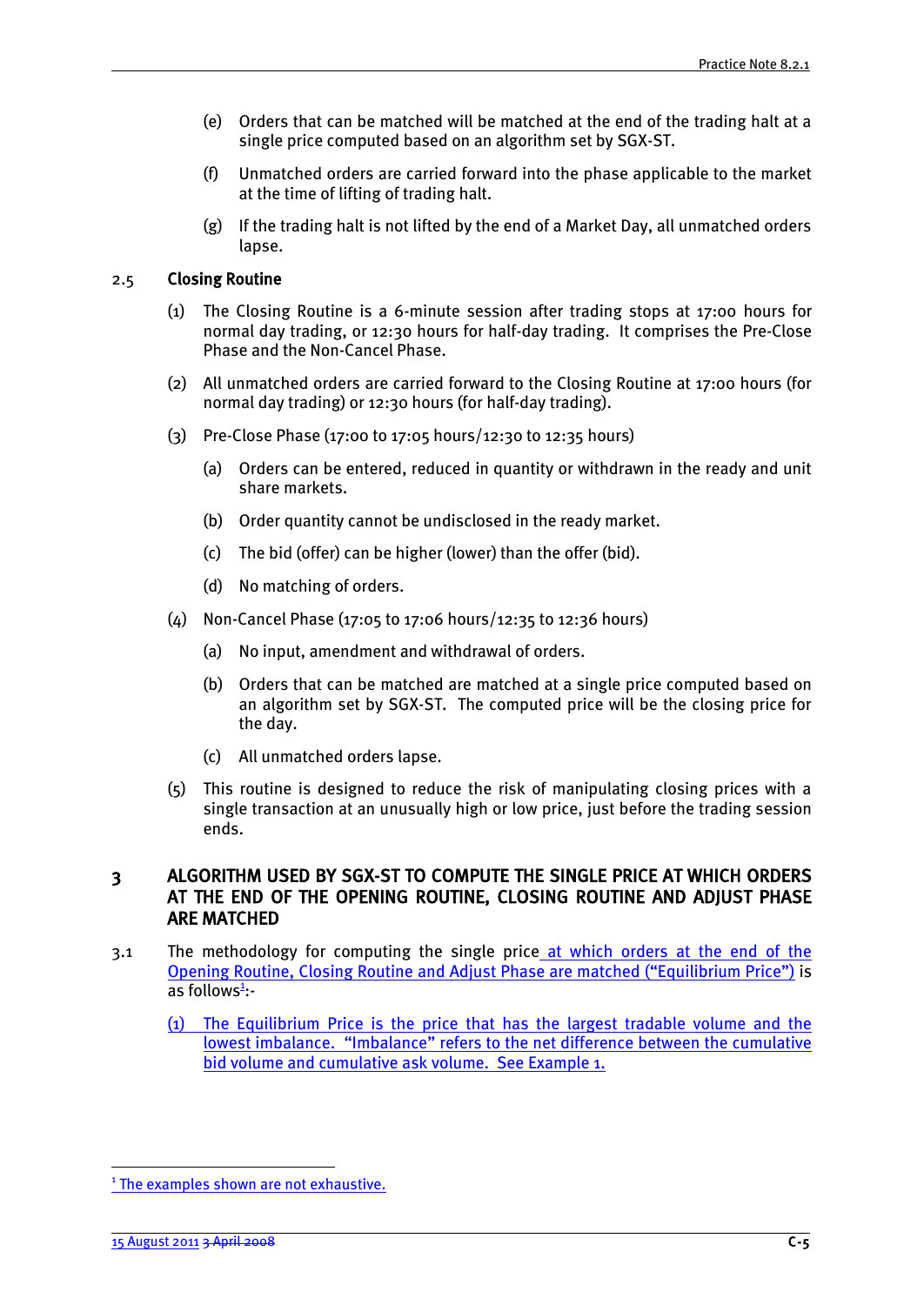(e) Orders that can be matched will be matched at the end of the trading halt at a single price computed based on an algorithm set by SGX-ST.

(f) Unmatched orders are carried forward into the phase applicable to the market at the time of lifting of trading halt.

(g) If the trading halt is not lifted by the end of a Market Day, all unmatched orders lapse.

### 2.5 Closing Routine

(1) The Closing Routine is a 6-minute session after trading stops at 17:00 hours for normal day trading, or 12:30 hours for half-day trading. It comprises the Pre-Close Phase and the Non-Cancel Phase.

(2) All unmatched orders are carried forward to the Closing Routine at 17:00 hours (for normal day trading) or 12:30 hours (for half-day trading).

(3) Pre-Close Phase (17:00 to 17:05 hours/12:30 to 12:35 hours)

(a) Orders can be entered, reduced in quantity or withdrawn in the ready and unit share markets.

(b) Order quantity cannot be undisclosed in the ready market.

(c) The bid (offer) can be higher (lower) than the offer (bid).

(d) No matching of orders.

(4) Non-Cancel Phase (17:05 to 17:06 hours/12:35 to 12:36 hours)

(a) No input, amendment and withdrawal of orders.

(b) Orders that can be matched are matched at a single price computed based on an algorithm set by SGX-ST. The computed price will be the closing price for the day.

(c) All unmatched orders lapse.

(5) This routine is designed to reduce the risk of manipulating closing prices with a single transaction at an unusually high or low price, just before the trading session ends.

## 3 ALGORITHM USED BY SGX-ST TO COMPUTE THE SINGLE PRICE AT WHICH ORDERS AT THE END OF THE OPENING ROUTINE, CLOSING ROUTINE AND ADJUST PHASE ARE MATCHED

3.1 The methodology for computing the single price at which orders at the end of the Opening Routine, Closing Routine and Adjust Phase are matched ("Equilibrium Price") is as follows[1]:-

(1) The Equilibrium Price is the price that has the largest tradable volume and the lowest imbalance. "Imbalance" refers to the net difference between the cumulative bid volume and cumulative ask volume. See Example 1.

---

[1] The examples shown are not exhaustive.

15 August 2011 ~~3 April 2008~~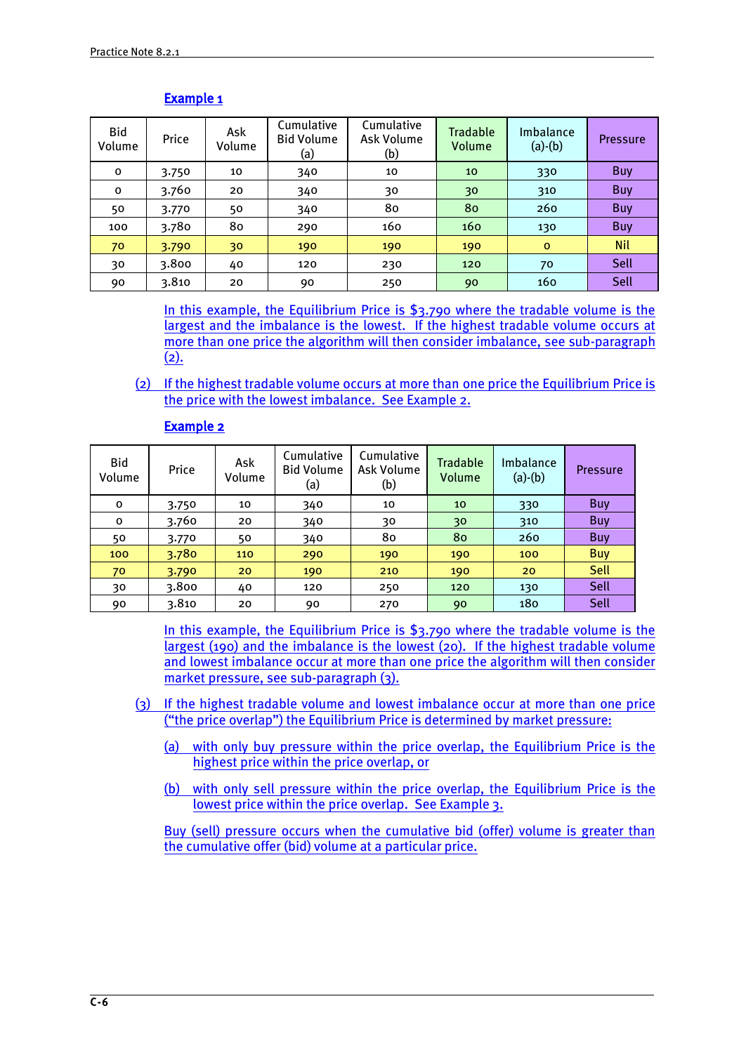**Example 1**

| Bid Volume | Price | Ask Volume | Cumulative Bid Volume (a) | Cumulative Ask Volume (b) | Tradable Volume | Imbalance (a)-(b) | Pressure |
|---|---|---|---|---|---|---|---|
| 0 | 3.750 | 10 | 340 | 10 | 10 | 330 | Buy |
| 0 | 3.760 | 20 | 340 | 30 | 30 | 310 | Buy |
| 50 | 3.770 | 50 | 340 | 80 | 80 | 260 | Buy |
| 100 | 3.780 | 80 | 290 | 160 | 160 | 130 | Buy |
| 70 | 3.790 | 30 | 190 | 190 | 190 | 0 | Nil |
| 30 | 3.800 | 40 | 120 | 230 | 120 | 70 | Sell |
| 90 | 3.810 | 20 | 90 | 250 | 90 | 160 | Sell |

In this example, the Equilibrium Price is $3.790 where the tradable volume is the largest and the imbalance is the lowest. If the highest tradable volume occurs at more than one price the algorithm will then consider imbalance, see sub-paragraph (2).

(2) If the highest tradable volume occurs at more than one price the Equilibrium Price is the price with the lowest imbalance. See Example 2.

**Example 2**

| Bid Volume | Price | Ask Volume | Cumulative Bid Volume (a) | Cumulative Ask Volume (b) | Tradable Volume | Imbalance (a)-(b) | Pressure |
|---|---|---|---|---|---|---|---|
| 0 | 3.750 | 10 | 340 | 10 | 10 | 330 | Buy |
| 0 | 3.760 | 20 | 340 | 30 | 30 | 310 | Buy |
| 50 | 3.770 | 50 | 340 | 80 | 80 | 260 | Buy |
| 100 | 3.780 | 110 | 290 | 190 | 190 | 100 | Buy |
| 70 | 3.790 | 20 | 190 | 210 | 190 | 20 | Sell |
| 30 | 3.800 | 40 | 120 | 250 | 120 | 130 | Sell |
| 90 | 3.810 | 20 | 90 | 270 | 90 | 180 | Sell |

In this example, the Equilibrium Price is $3.790 where the tradable volume is the largest (190) and the imbalance is the lowest (20). If the highest tradable volume and lowest imbalance occur at more than one price the algorithm will then consider market pressure, see sub-paragraph (3).

(3) If the highest tradable volume and lowest imbalance occur at more than one price ("the price overlap") the Equilibrium Price is determined by market pressure:

(a) with only buy pressure within the price overlap, the Equilibrium Price is the highest price within the price overlap, or

(b) with only sell pressure within the price overlap, the Equilibrium Price is the lowest price within the price overlap. See Example 3.

Buy (sell) pressure occurs when the cumulative bid (offer) volume is greater than the cumulative offer (bid) volume at a particular price.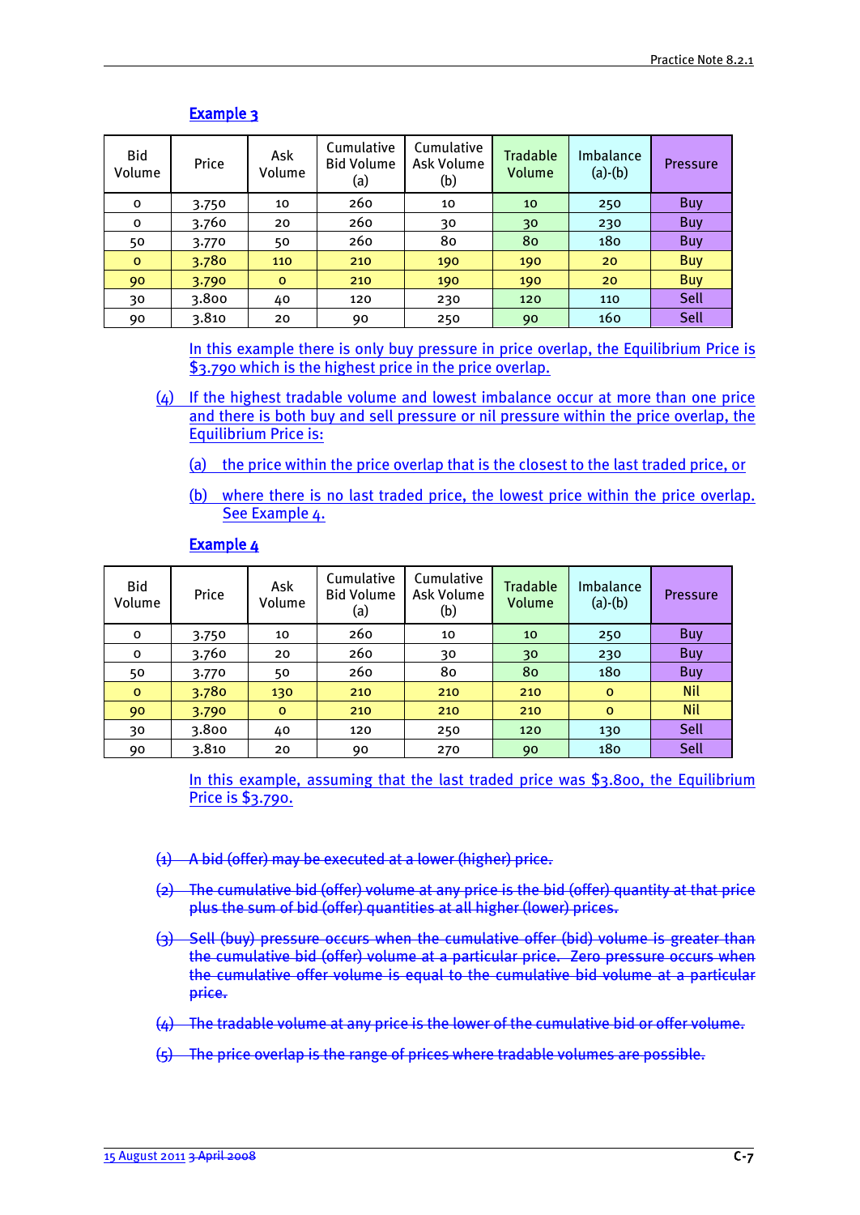**Example 3**

| Bid Volume | Price | Ask Volume | Cumulative Bid Volume (a) | Cumulative Ask Volume (b) | Tradable Volume | Imbalance (a)-(b) | Pressure |
|---|---|---|---|---|---|---|---|
| 0 | 3.750 | 10 | 260 | 10 | 10 | 250 | Buy |
| 0 | 3.760 | 20 | 260 | 30 | 30 | 230 | Buy |
| 50 | 3.770 | 50 | 260 | 80 | 80 | 180 | Buy |
| 0 | 3.780 | 110 | 210 | 190 | 190 | 20 | Buy |
| 90 | 3.790 | 0 | 210 | 190 | 190 | 20 | Buy |
| 30 | 3.800 | 40 | 120 | 230 | 120 | 110 | Sell |
| 90 | 3.810 | 20 | 90 | 250 | 90 | 160 | Sell |

In this example there is only buy pressure in price overlap, the Equilibrium Price is $3.790 which is the highest price in the price overlap.

(4) If the highest tradable volume and lowest imbalance occur at more than one price and there is both buy and sell pressure or nil pressure within the price overlap, the Equilibrium Price is:

(a) the price within the price overlap that is the closest to the last traded price, or

(b) where there is no last traded price, the lowest price within the price overlap. See Example 4.

**Example 4**

| Bid Volume | Price | Ask Volume | Cumulative Bid Volume (a) | Cumulative Ask Volume (b) | Tradable Volume | Imbalance (a)-(b) | Pressure |
|---|---|---|---|---|---|---|---|
| 0 | 3.750 | 10 | 260 | 10 | 10 | 250 | Buy |
| 0 | 3.760 | 20 | 260 | 30 | 30 | 230 | Buy |
| 50 | 3.770 | 50 | 260 | 80 | 80 | 180 | Buy |
| 0 | 3.780 | 130 | 210 | 210 | 210 | 0 | Nil |
| 90 | 3.790 | 0 | 210 | 210 | 210 | 0 | Nil |
| 30 | 3.800 | 40 | 120 | 250 | 120 | 130 | Sell |
| 90 | 3.810 | 20 | 90 | 270 | 90 | 180 | Sell |

In this example, assuming that the last traded price was $3.800, the Equilibrium Price is $3.790.

~~(1) A bid (offer) may be executed at a lower (higher) price.~~

~~(2) The cumulative bid (offer) volume at any price is the bid (offer) quantity at that price plus the sum of bid (offer) quantities at all higher (lower) prices.~~

~~(3) Sell (buy) pressure occurs when the cumulative offer (bid) volume is greater than the cumulative bid (offer) volume at a particular price. Zero pressure occurs when the cumulative offer volume is equal to the cumulative bid volume at a particular price.~~

~~(4) The tradable volume at any price is the lower of the cumulative bid or offer volume.~~

~~(5) The price overlap is the range of prices where tradable volumes are possible.~~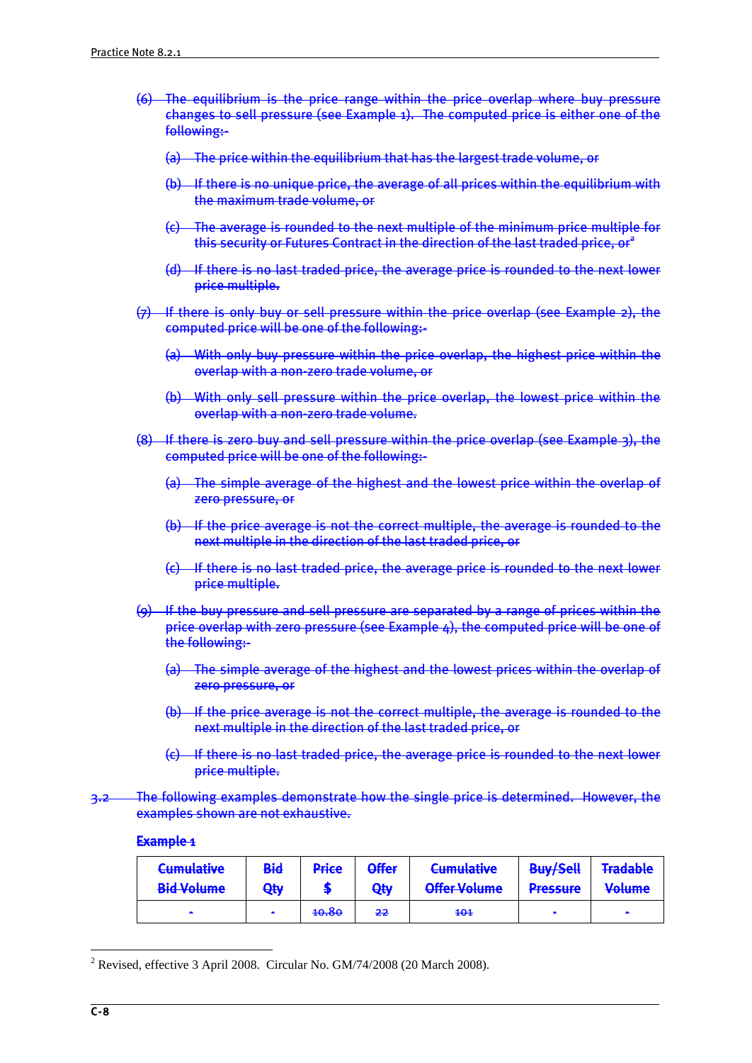~~(6) The equilibrium is the price range within the price overlap where buy pressure changes to sell pressure (see Example 1). The computed price is either one of the following:-~~

~~(a) The price within the equilibrium that has the largest trade volume, or~~

~~(b) If there is no unique price, the average of all prices within the equilibrium with the maximum trade volume, or~~

~~(c) The average is rounded to the next multiple of the minimum price multiple for this security or Futures Contract in the direction of the last traded price, or~~[2]

~~(d) If there is no last traded price, the average price is rounded to the next lower price multiple.~~

~~(7) If there is only buy or sell pressure within the price overlap (see Example 2), the computed price will be one of the following:-~~

~~(a) With only buy pressure within the price overlap, the highest price within the overlap with a non-zero trade volume, or~~

~~(b) With only sell pressure within the price overlap, the lowest price within the overlap with a non-zero trade volume.~~

~~(8) If there is zero buy and sell pressure within the price overlap (see Example 3), the computed price will be one of the following:-~~

~~(a) The simple average of the highest and the lowest price within the overlap of zero pressure, or~~

~~(b) If the price average is not the correct multiple, the average is rounded to the next multiple in the direction of the last traded price, or~~

~~(c) If there is no last traded price, the average price is rounded to the next lower price multiple.~~

~~(9) If the buy pressure and sell pressure are separated by a range of prices within the price overlap with zero pressure (see Example 4), the computed price will be one of the following:-~~

~~(a) The simple average of the highest and the lowest prices within the overlap of zero pressure, or~~

~~(b) If the price average is not the correct multiple, the average is rounded to the next multiple in the direction of the last traded price, or~~

~~(c) If there is no last traded price, the average price is rounded to the next lower price multiple.~~

~~3.2 The following examples demonstrate how the single price is determined. However, the examples shown are not exhaustive.~~

~~**Example 1**~~

| ~~Cumulative Bid Volume~~ | ~~Bid Qty~~ | ~~Price $~~ | ~~Offer Qty~~ | ~~Cumulative Offer Volume~~ | ~~Buy/Sell Pressure~~ | ~~Tradable Volume~~ |
|---|---|---|---|---|---|---|
| ~~-~~ | ~~-~~ | ~~10.80~~ | ~~22~~ | ~~101~~ | ~~-~~ | ~~-~~ |

[2] Revised, effective 3 April 2008. Circular No. GM/74/2008 (20 March 2008).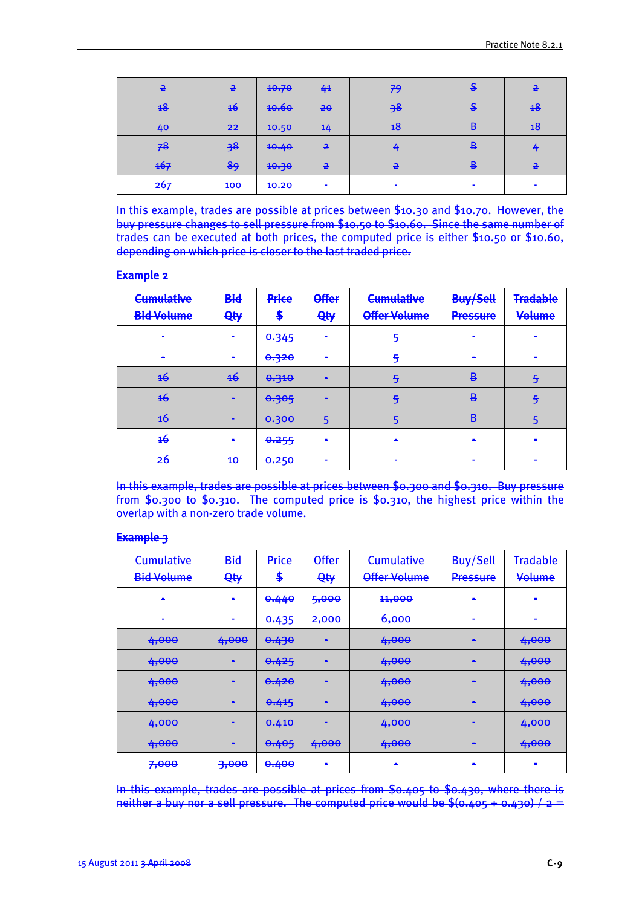| 2 | 2 | 10.70 | 41 | 79 | S | 2 |
|---|---|---|---|---|---|---|
| 18 | 16 | 10.60 | 20 | 38 | S | 18 |
| 40 | 22 | 10.50 | 14 | 18 | B | 18 |
| 78 | 38 | 10.40 | 2 | 4 | B | 4 |
| 167 | 89 | 10.30 | 2 | 2 | B | 2 |
| 267 | 100 | 10.20 | - | - | - | - |

~~In this example, trades are possible at prices between \$10.30 and \$10.70. However, the buy pressure changes to sell pressure from \$10.50 to \$10.60. Since the same number of trades can be executed at both prices, the computed price is either \$10.50 or \$10.60, depending on which price is closer to the last traded price.~~

**~~Example 2~~**

| Cumulative Bid Volume | Bid Qty | Price \$ | Offer Qty | Cumulative Offer Volume | Buy/Sell Pressure | Tradable Volume |
|---|---|---|---|---|---|---|
| - | - | 0.345 | - | 5 | - | - |
| - | - | 0.320 | - | 5 | - | - |
| 16 | 16 | 0.310 | - | 5 | B | 5 |
| 16 | - | 0.305 | - | 5 | B | 5 |
| 16 | - | 0.300 | 5 | 5 | B | 5 |
| 16 | - | 0.255 | - | - | - | - |
| 26 | 10 | 0.250 | - | - | - | - |

~~In this example, trades are possible at prices between \$0.300 and \$0.310. Buy pressure from \$0.300 to \$0.310. The computed price is \$0.310, the highest price within the overlap with a non-zero trade volume.~~

**~~Example 3~~**

| Cumulative Bid Volume | Bid Qty | Price \$ | Offer Qty | Cumulative Offer Volume | Buy/Sell Pressure | Tradable Volume |
|---|---|---|---|---|---|---|
| - | - | 0.440 | 5,000 | 11,000 | - | - |
| - | - | 0.435 | 2,000 | 6,000 | - | - |
| 4,000 | 4,000 | 0.430 | - | 4,000 | - | 4,000 |
| 4,000 | - | 0.425 | - | 4,000 | - | 4,000 |
| 4,000 | - | 0.420 | - | 4,000 | - | 4,000 |
| 4,000 | - | 0.415 | - | 4,000 | - | 4,000 |
| 4,000 | - | 0.410 | - | 4,000 | - | 4,000 |
| 4,000 | - | 0.405 | 4,000 | 4,000 | - | 4,000 |
| 7,000 | 3,000 | 0.400 | - | - | - | - |

~~In this example, trades are possible at prices from \$0.405 to \$0.430, where there is neither a buy nor a sell pressure. The computed price would be \$(0.405 + 0.430) / 2 =~~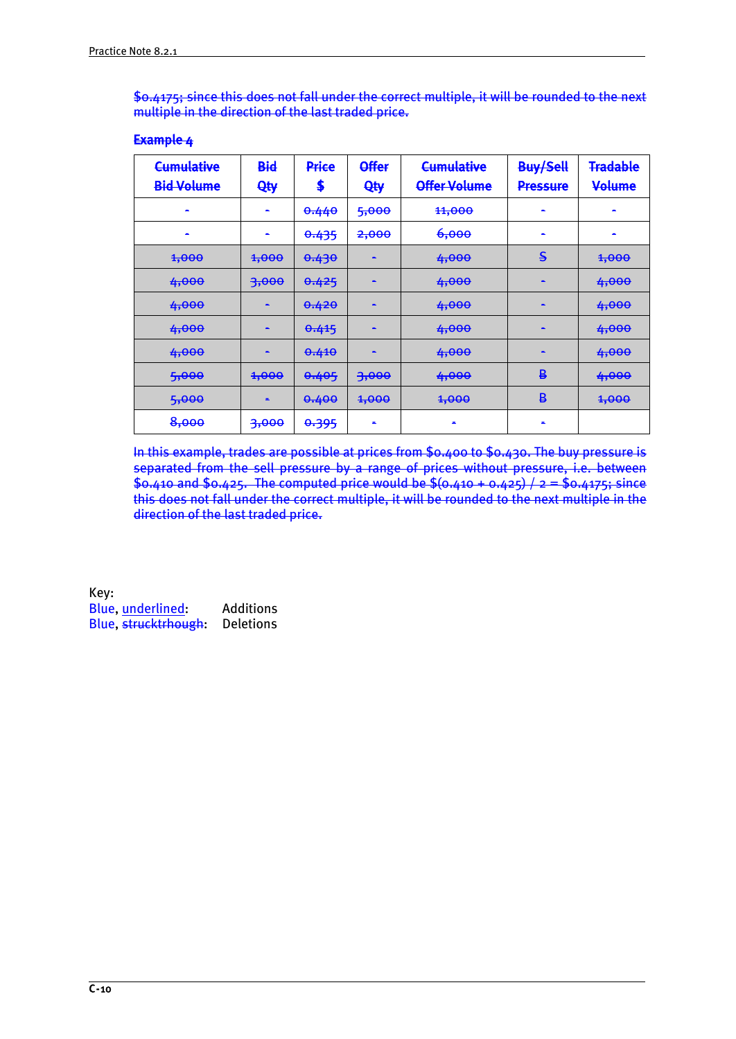~~$0.4175; since this does not fall under the correct multiple, it will be rounded to the next multiple in the direction of the last traded price.~~

~~**Example 4**~~

| ~~Cumulative Bid Volume~~ | ~~Bid Qty~~ | ~~Price $~~ | ~~Offer Qty~~ | ~~Cumulative Offer Volume~~ | ~~Buy/Sell Pressure~~ | ~~Tradable Volume~~ |
|---|---|---|---|---|---|---|
| ~~-~~ | ~~-~~ | ~~0.440~~ | ~~5,000~~ | ~~11,000~~ | ~~-~~ | ~~-~~ |
| ~~-~~ | ~~-~~ | ~~0.435~~ | ~~2,000~~ | ~~6,000~~ | ~~-~~ | ~~-~~ |
| ~~1,000~~ | ~~1,000~~ | ~~0.430~~ | ~~-~~ | ~~4,000~~ | ~~S~~ | ~~1,000~~ |
| ~~4,000~~ | ~~3,000~~ | ~~0.425~~ | ~~-~~ | ~~4,000~~ | ~~-~~ | ~~4,000~~ |
| ~~4,000~~ | ~~-~~ | ~~0.420~~ | ~~-~~ | ~~4,000~~ | ~~-~~ | ~~4,000~~ |
| ~~4,000~~ | ~~-~~ | ~~0.415~~ | ~~-~~ | ~~4,000~~ | ~~-~~ | ~~4,000~~ |
| ~~4,000~~ | ~~-~~ | ~~0.410~~ | ~~-~~ | ~~4,000~~ | ~~-~~ | ~~4,000~~ |
| ~~5,000~~ | ~~1,000~~ | ~~0.405~~ | ~~3,000~~ | ~~4,000~~ | ~~B~~ | ~~4,000~~ |
| ~~5,000~~ | ~~-~~ | ~~0.400~~ | ~~1,000~~ | ~~1,000~~ | ~~B~~ | ~~1,000~~ |
| ~~8,000~~ | ~~3,000~~ | ~~0.395~~ | ~~-~~ | ~~-~~ | ~~-~~ | |

~~In this example, trades are possible at prices from $0.400 to $0.430. The buy pressure is separated from the sell pressure by a range of prices without pressure, i.e. between $0.410 and $0.425. The computed price would be $(0.410 + 0.425) / 2 = $0.4175; since this does not fall under the correct multiple, it will be rounded to the next multiple in the direction of the last traded price.~~

Key:
Blue, underlined: Additions
Blue, ~~strucktrhough~~: Deletions